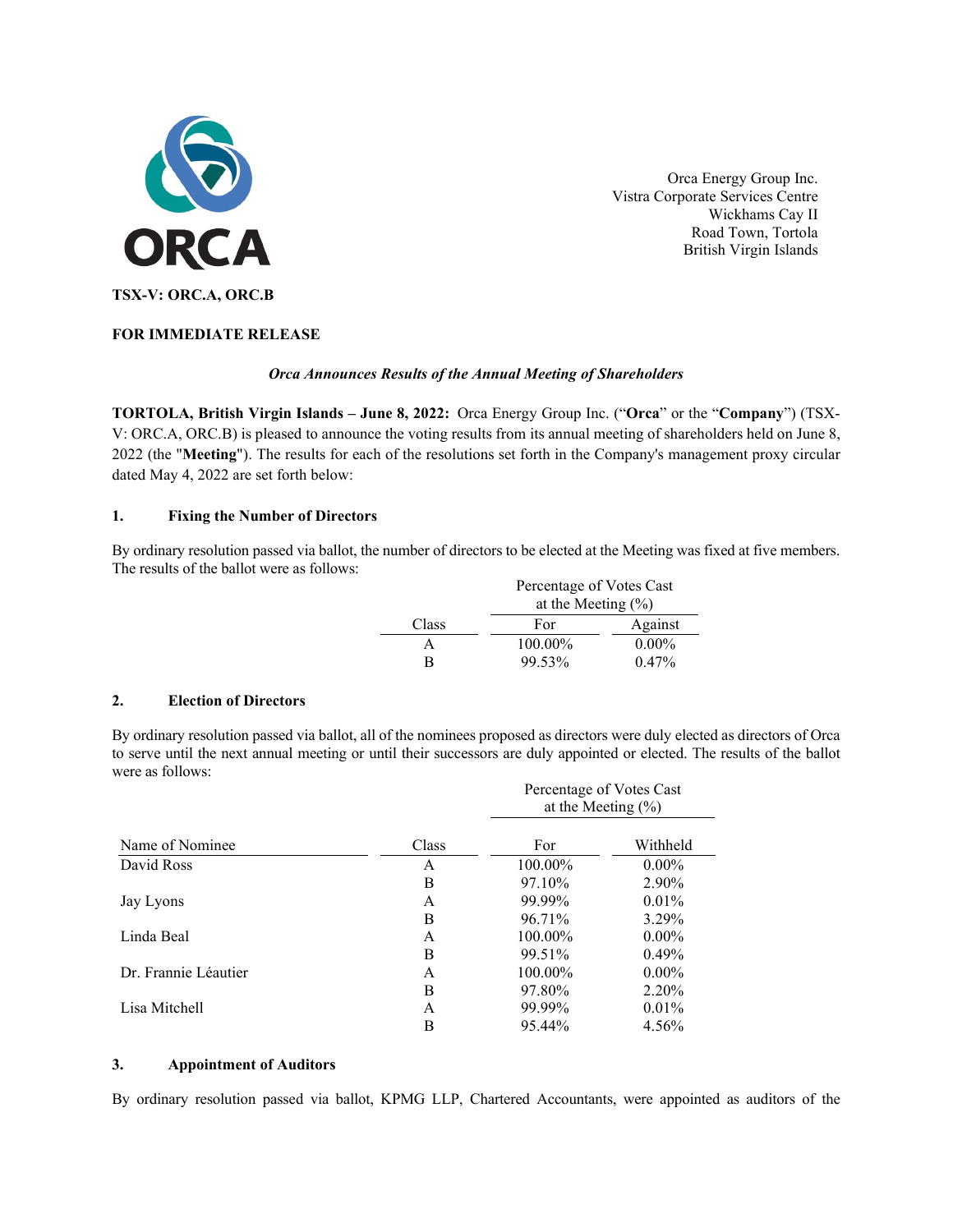ORCA

Orca Energy Group Inc.
Vistra Corporate Services Centre
Wickhams Cay II
Road Town, Tortola
British Virgin Islands

**TSX-V: ORC.A, ORC.B**

**FOR IMMEDIATE RELEASE**

***Orca Announces Results of the Annual Meeting of Shareholders***

**TORTOLA, British Virgin Islands – June 8, 2022:** Orca Energy Group Inc. ("**Orca**" or the "**Company**") (TSX-V: ORC.A, ORC.B) is pleased to announce the voting results from its annual meeting of shareholders held on June 8, 2022 (the "**Meeting**"). The results for each of the resolutions set forth in the Company's management proxy circular dated May 4, 2022 are set forth below:

### 1. Fixing the Number of Directors

By ordinary resolution passed via ballot, the number of directors to be elected at the Meeting was fixed at five members. The results of the ballot were as follows:

| | Percentage of Votes Cast at the Meeting (%) | |
|---|---|---|
| Class | For | Against |
| A | 100.00% | 0.00% |
| B | 99.53% | 0.47% |

### 2. Election of Directors

By ordinary resolution passed via ballot, all of the nominees proposed as directors were duly elected as directors of Orca to serve until the next annual meeting or until their successors are duly appointed or elected. The results of the ballot were as follows:

| | | Percentage of Votes Cast at the Meeting (%) | |
|---|---|---|---|
| Name of Nominee | Class | For | Withheld |
| David Ross | A | 100.00% | 0.00% |
| | B | 97.10% | 2.90% |
| Jay Lyons | A | 99.99% | 0.01% |
| | B | 96.71% | 3.29% |
| Linda Beal | A | 100.00% | 0.00% |
| | B | 99.51% | 0.49% |
| Dr. Frannie Léautier | A | 100.00% | 0.00% |
| | B | 97.80% | 2.20% |
| Lisa Mitchell | A | 99.99% | 0.01% |
| | B | 95.44% | 4.56% |

### 3. Appointment of Auditors

By ordinary resolution passed via ballot, KPMG LLP, Chartered Accountants, were appointed as auditors of the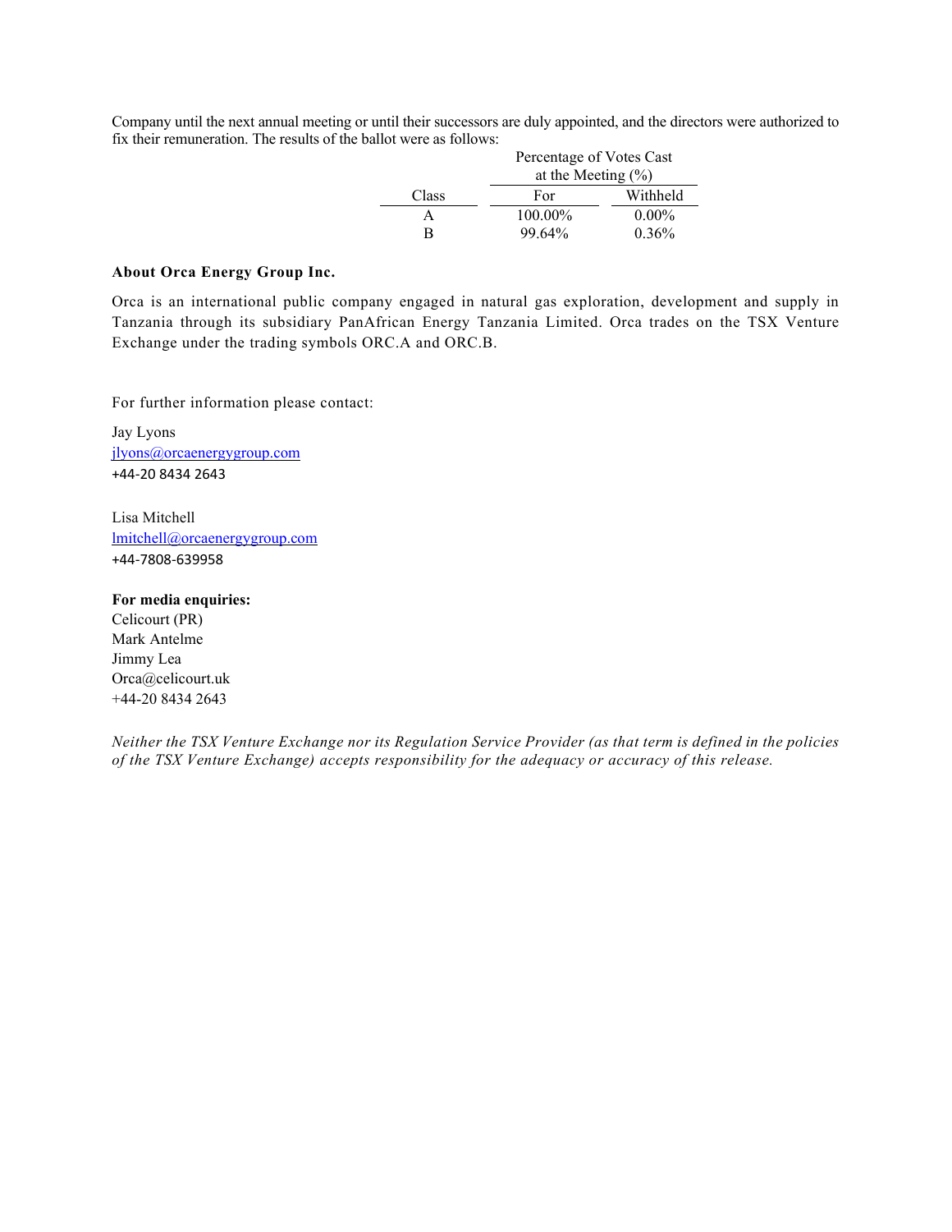Company until the next annual meeting or until their successors are duly appointed, and the directors were authorized to fix their remuneration. The results of the ballot were as follows:

| | Percentage of Votes Cast at the Meeting (%) | |
|---|---|---|
| Class | For | Withheld |
| A | 100.00% | 0.00% |
| B | 99.64% | 0.36% |

**About Orca Energy Group Inc.**

Orca is an international public company engaged in natural gas exploration, development and supply in Tanzania through its subsidiary PanAfrican Energy Tanzania Limited. Orca trades on the TSX Venture Exchange under the trading symbols ORC.A and ORC.B.

For further information please contact:

Jay Lyons
jlyons@orcaenergygroup.com
+44-20 8434 2643

Lisa Mitchell
lmitchell@orcaenergygroup.com
+44-7808-639958

**For media enquiries:**
Celicourt (PR)
Mark Antelme
Jimmy Lea
Orca@celicourt.uk
+44-20 8434 2643

*Neither the TSX Venture Exchange nor its Regulation Service Provider (as that term is defined in the policies of the TSX Venture Exchange) accepts responsibility for the adequacy or accuracy of this release.*